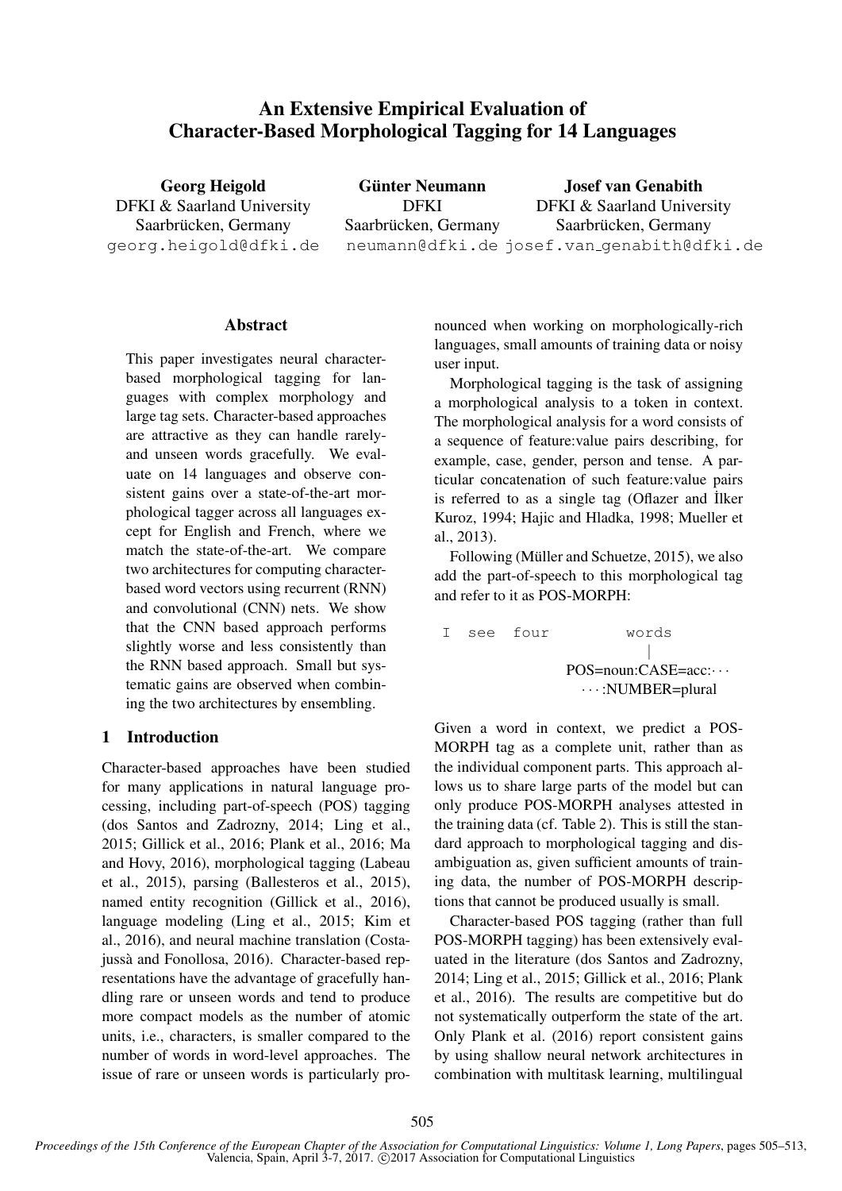# An Extensive Empirical Evaluation of Character-Based Morphological Tagging for 14 Languages

**Georg Heigold**
DFKI & Saarland University
Saarbrücken, Germany
georg.heigold@dfki.de

**Günter Neumann**
DFKI
Saarbrücken, Germany
neumann@dfki.de

**Josef van Genabith**
DFKI & Saarland University
Saarbrücken, Germany
josef.van_genabith@dfki.de

## Abstract

This paper investigates neural character-based morphological tagging for languages with complex morphology and large tag sets. Character-based approaches are attractive as they can handle rarely- and unseen words gracefully. We evaluate on 14 languages and observe consistent gains over a state-of-the-art morphological tagger across all languages except for English and French, where we match the state-of-the-art. We compare two architectures for computing character-based word vectors using recurrent (RNN) and convolutional (CNN) nets. We show that the CNN based approach performs slightly worse and less consistently than the RNN based approach. Small but systematic gains are observed when combining the two architectures by ensembling.

## 1 Introduction

Character-based approaches have been studied for many applications in natural language processing, including part-of-speech (POS) tagging (dos Santos and Zadrozny, 2014; Ling et al., 2015; Gillick et al., 2016; Plank et al., 2016; Ma and Hovy, 2016), morphological tagging (Labeau et al., 2015), parsing (Ballesteros et al., 2015), named entity recognition (Gillick et al., 2016), language modeling (Ling et al., 2015; Kim et al., 2016), and neural machine translation (Costa-jussà and Fonollosa, 2016). Character-based representations have the advantage of gracefully handling rare or unseen words and tend to produce more compact models as the number of atomic units, i.e., characters, is smaller compared to the number of words in word-level approaches. The issue of rare or unseen words is particularly pronounced when working on morphologically-rich languages, small amounts of training data or noisy user input.

Morphological tagging is the task of assigning a morphological analysis to a token in context. The morphological analysis for a word consists of a sequence of feature:value pairs describing, for example, case, gender, person and tense. A particular concatenation of such feature:value pairs is referred to as a single tag (Oflazer and İlker Kuroz, 1994; Hajic and Hladka, 1998; Mueller et al., 2013).

Following (Müller and Schuetze, 2015), we also add the part-of-speech to this morphological tag and refer to it as POS-MORPH:

```
I  see  four         words
                       |
          POS=noun:CASE=acc:···
              ···:NUMBER=plural
```

Given a word in context, we predict a POS-MORPH tag as a complete unit, rather than as the individual component parts. This approach allows us to share large parts of the model but can only produce POS-MORPH analyses attested in the training data (cf. Table 2). This is still the standard approach to morphological tagging and disambiguation as, given sufficient amounts of training data, the number of POS-MORPH descriptions that cannot be produced usually is small.

Character-based POS tagging (rather than full POS-MORPH tagging) has been extensively evaluated in the literature (dos Santos and Zadrozny, 2014; Ling et al., 2015; Gillick et al., 2016; Plank et al., 2016). The results are competitive but do not systematically outperform the state of the art. Only Plank et al. (2016) report consistent gains by using shallow neural network architectures in combination with multitask learning, multilingual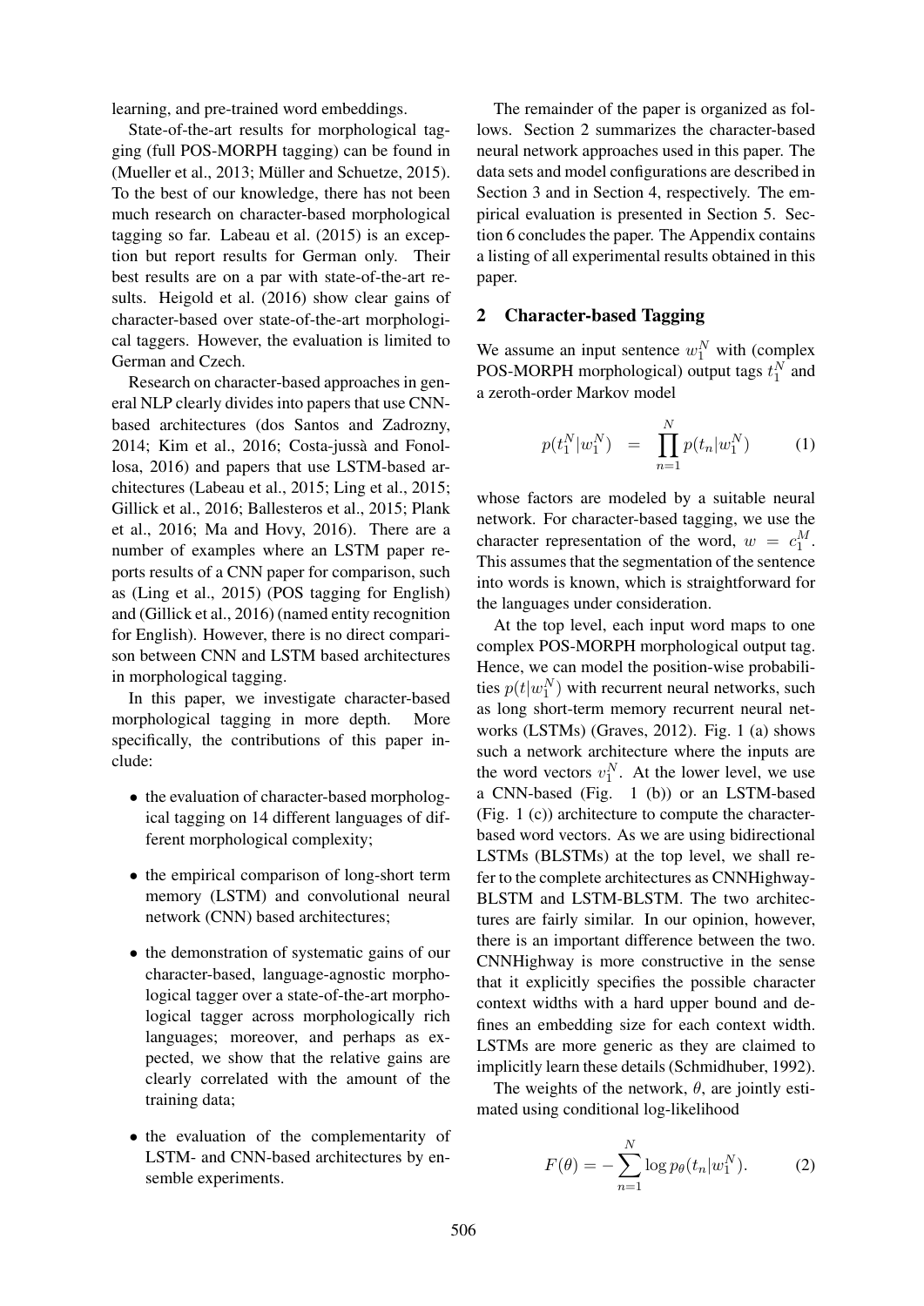learning, and pre-trained word embeddings.

State-of-the-art results for morphological tagging (full POS-MORPH tagging) can be found in (Mueller et al., 2013; Müller and Schuetze, 2015). To the best of our knowledge, there has not been much research on character-based morphological tagging so far. Labeau et al. (2015) is an exception but report results for German only. Their best results are on a par with state-of-the-art results. Heigold et al. (2016) show clear gains of character-based over state-of-the-art morphological taggers. However, the evaluation is limited to German and Czech.

Research on character-based approaches in general NLP clearly divides into papers that use CNN-based architectures (dos Santos and Zadrozny, 2014; Kim et al., 2016; Costa-jussà and Fonollosa, 2016) and papers that use LSTM-based architectures (Labeau et al., 2015; Ling et al., 2015; Gillick et al., 2016; Ballesteros et al., 2015; Plank et al., 2016; Ma and Hovy, 2016). There are a number of examples where an LSTM paper reports results of a CNN paper for comparison, such as (Ling et al., 2015) (POS tagging for English) and (Gillick et al., 2016) (named entity recognition for English). However, there is no direct comparison between CNN and LSTM based architectures in morphological tagging.

In this paper, we investigate character-based morphological tagging in more depth. More specifically, the contributions of this paper include:

- the evaluation of character-based morphological tagging on 14 different languages of different morphological complexity;
- the empirical comparison of long-short term memory (LSTM) and convolutional neural network (CNN) based architectures;
- the demonstration of systematic gains of our character-based, language-agnostic morphological tagger over a state-of-the-art morphological tagger across morphologically rich languages; moreover, and perhaps as expected, we show that the relative gains are clearly correlated with the amount of the training data;
- the evaluation of the complementarity of LSTM- and CNN-based architectures by ensemble experiments.

The remainder of the paper is organized as follows. Section 2 summarizes the character-based neural network approaches used in this paper. The data sets and model configurations are described in Section 3 and in Section 4, respectively. The empirical evaluation is presented in Section 5. Section 6 concludes the paper. The Appendix contains a listing of all experimental results obtained in this paper.

## 2 Character-based Tagging

We assume an input sentence $w_1^N$ with (complex POS-MORPH morphological) output tags $t_1^N$ and a zeroth-order Markov model

$$p(t_1^N|w_1^N) \quad = \quad \prod_{n=1}^{N} p(t_n|w_1^N) \qquad (1)$$

whose factors are modeled by a suitable neural network. For character-based tagging, we use the character representation of the word, $w = c_1^M$. This assumes that the segmentation of the sentence into words is known, which is straightforward for the languages under consideration.

At the top level, each input word maps to one complex POS-MORPH morphological output tag. Hence, we can model the position-wise probabilities $p(t|w_1^N)$ with recurrent neural networks, such as long short-term memory recurrent neural networks (LSTMs) (Graves, 2012). Fig. 1 (a) shows such a network architecture where the inputs are the word vectors $v_1^N$. At the lower level, we use a CNN-based (Fig. 1 (b)) or an LSTM-based (Fig. 1 (c)) architecture to compute the character-based word vectors. As we are using bidirectional LSTMs (BLSTMs) at the top level, we shall refer to the complete architectures as CNNHighway-BLSTM and LSTM-BLSTM. The two architectures are fairly similar. In our opinion, however, there is an important difference between the two. CNNHighway is more constructive in the sense that it explicitly specifies the possible character context widths with a hard upper bound and defines an embedding size for each context width. LSTMs are more generic as they are claimed to implicitly learn these details (Schmidhuber, 1992).

The weights of the network, $\theta$, are jointly estimated using conditional log-likelihood

$$F(\theta) = -\sum_{n=1}^{N} \log p_\theta(t_n|w_1^N). \qquad (2)$$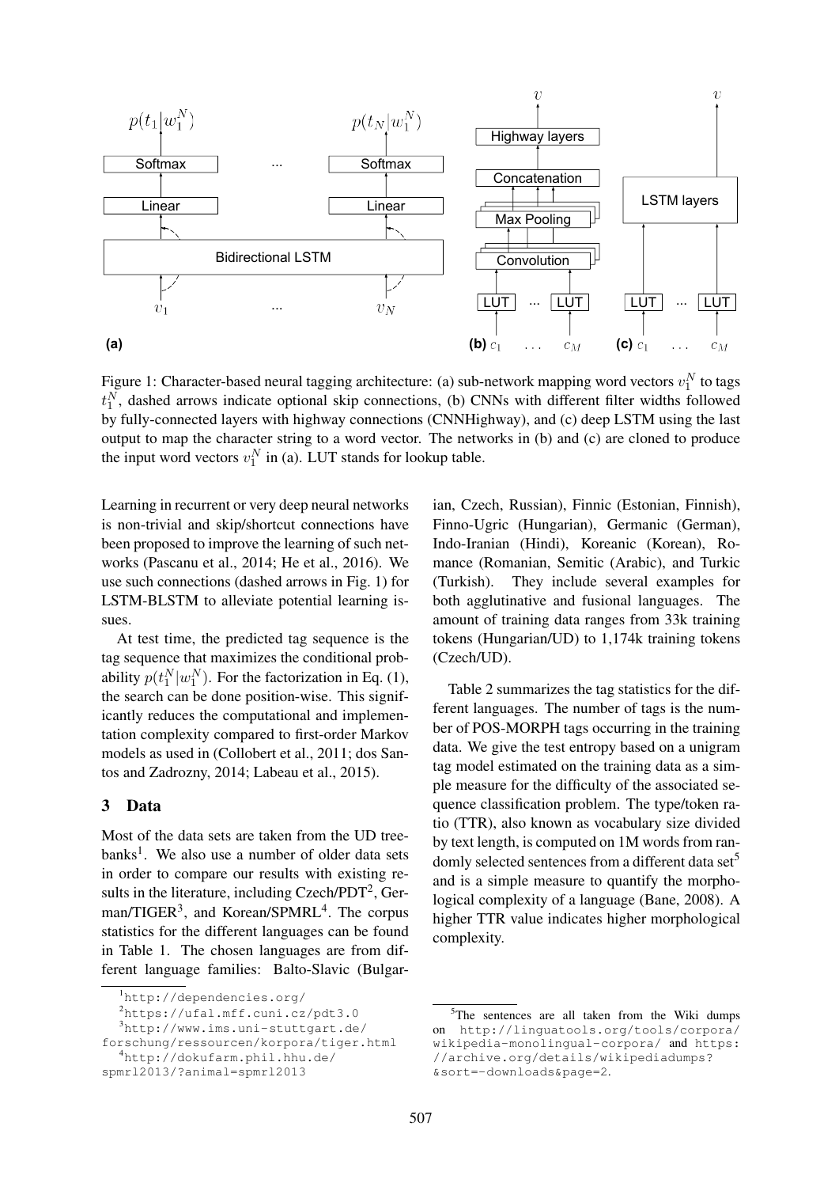Figure 1: Character-based neural tagging architecture: (a) sub-network mapping word vectors $v_1^N$ to tags $t_1^N$, dashed arrows indicate optional skip connections, (b) CNNs with different filter widths followed by fully-connected layers with highway connections (CNNHighway), and (c) deep LSTM using the last output to map the character string to a word vector. The networks in (b) and (c) are cloned to produce the input word vectors $v_1^N$ in (a). LUT stands for lookup table.

Learning in recurrent or very deep neural networks is non-trivial and skip/shortcut connections have been proposed to improve the learning of such networks (Pascanu et al., 2014; He et al., 2016). We use such connections (dashed arrows in Fig. 1) for LSTM-BLSTM to alleviate potential learning issues.

At test time, the predicted tag sequence is the tag sequence that maximizes the conditional probability $p(t_1^N|w_1^N)$. For the factorization in Eq. (1), the search can be done position-wise. This significantly reduces the computational and implementation complexity compared to first-order Markov models as used in (Collobert et al., 2011; dos Santos and Zadrozny, 2014; Labeau et al., 2015).

## 3 Data

Most of the data sets are taken from the UD treebanks[1]. We also use a number of older data sets in order to compare our results with existing results in the literature, including Czech/PDT[2], German/TIGER[3], and Korean/SPMRL[4]. The corpus statistics for the different languages can be found in Table 1. The chosen languages are from different language families: Balto-Slavic (Bulgarian, Czech, Russian), Finnic (Estonian, Finnish), Finno-Ugric (Hungarian), Germanic (German), Indo-Iranian (Hindi), Koreanic (Korean), Romance (Romanian, Semitic (Arabic), and Turkic (Turkish). They include several examples for both agglutinative and fusional languages. The amount of training data ranges from 33k training tokens (Hungarian/UD) to 1,174k training tokens (Czech/UD).

Table 2 summarizes the tag statistics for the different languages. The number of tags is the number of POS-MORPH tags occurring in the training data. We give the test entropy based on a unigram tag model estimated on the training data as a simple measure for the difficulty of the associated sequence classification problem. The type/token ratio (TTR), also known as vocabulary size divided by text length, is computed on 1M words from randomly selected sentences from a different data set[5] and is a simple measure to quantify the morphological complexity of a language (Bane, 2008). A higher TTR value indicates higher morphological complexity.

[1] http://dependencies.org/

[2] https://ufal.mff.cuni.cz/pdt3.0

[3] http://www.ims.uni-stuttgart.de/forschung/ressourcen/korpora/tiger.html

[4] http://dokufarm.phil.hhu.de/spmrl2013/?animal=spmrl2013

[5] The sentences are all taken from the Wiki dumps on http://linguatools.org/tools/corpora/wikipedia-monolingual-corpora/ and https://archive.org/details/wikipediadumps?&sort=-downloads&page=2.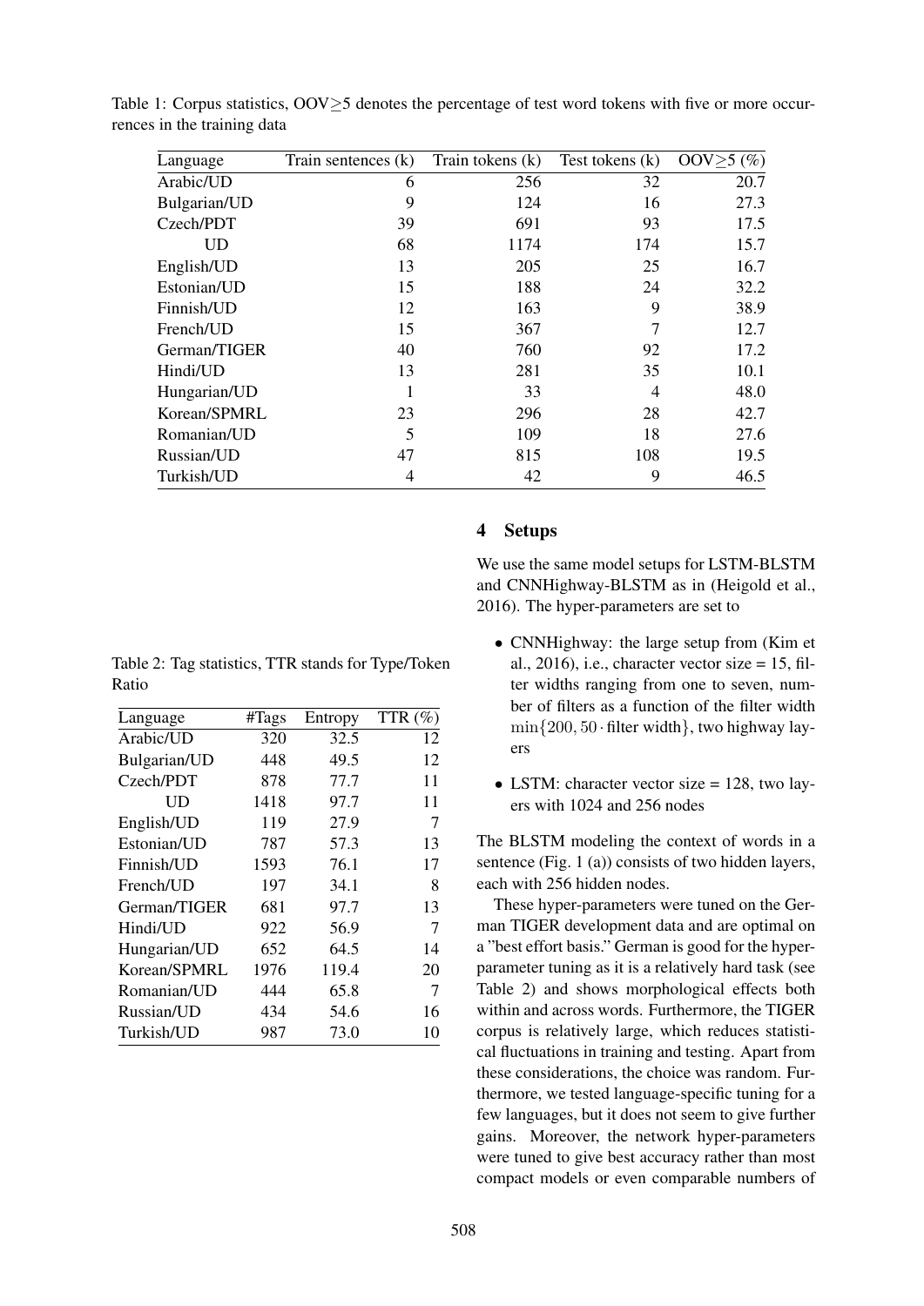Table 1: Corpus statistics, OOV≥5 denotes the percentage of test word tokens with five or more occurrences in the training data

| Language | Train sentences (k) | Train tokens (k) | Test tokens (k) | OOV≥5 (%) |
|---|---|---|---|---|
| Arabic/UD | 6 | 256 | 32 | 20.7 |
| Bulgarian/UD | 9 | 124 | 16 | 27.3 |
| Czech/PDT | 39 | 691 | 93 | 17.5 |
| UD | 68 | 1174 | 174 | 15.7 |
| English/UD | 13 | 205 | 25 | 16.7 |
| Estonian/UD | 15 | 188 | 24 | 32.2 |
| Finnish/UD | 12 | 163 | 9 | 38.9 |
| French/UD | 15 | 367 | 7 | 12.7 |
| German/TIGER | 40 | 760 | 92 | 17.2 |
| Hindi/UD | 13 | 281 | 35 | 10.1 |
| Hungarian/UD | 1 | 33 | 4 | 48.0 |
| Korean/SPMRL | 23 | 296 | 28 | 42.7 |
| Romanian/UD | 5 | 109 | 18 | 27.6 |
| Russian/UD | 47 | 815 | 108 | 19.5 |
| Turkish/UD | 4 | 42 | 9 | 46.5 |

Table 2: Tag statistics, TTR stands for Type/Token Ratio

| Language | #Tags | Entropy | TTR (%) |
|---|---|---|---|
| Arabic/UD | 320 | 32.5 | 12 |
| Bulgarian/UD | 448 | 49.5 | 12 |
| Czech/PDT | 878 | 77.7 | 11 |
| UD | 1418 | 97.7 | 11 |
| English/UD | 119 | 27.9 | 7 |
| Estonian/UD | 787 | 57.3 | 13 |
| Finnish/UD | 1593 | 76.1 | 17 |
| French/UD | 197 | 34.1 | 8 |
| German/TIGER | 681 | 97.7 | 13 |
| Hindi/UD | 922 | 56.9 | 7 |
| Hungarian/UD | 652 | 64.5 | 14 |
| Korean/SPMRL | 1976 | 119.4 | 20 |
| Romanian/UD | 444 | 65.8 | 7 |
| Russian/UD | 434 | 54.6 | 16 |
| Turkish/UD | 987 | 73.0 | 10 |

## 4 Setups

We use the same model setups for LSTM-BLSTM and CNNHighway-BLSTM as in (Heigold et al., 2016). The hyper-parameters are set to

- CNNHighway: the large setup from (Kim et al., 2016), i.e., character vector size = 15, filter widths ranging from one to seven, number of filters as a function of the filter width $\min\{200, 50 \cdot \text{filter width}\}$, two highway layers
- LSTM: character vector size = 128, two layers with 1024 and 256 nodes

The BLSTM modeling the context of words in a sentence (Fig. 1 (a)) consists of two hidden layers, each with 256 hidden nodes.

These hyper-parameters were tuned on the German TIGER development data and are optimal on a "best effort basis." German is good for the hyper-parameter tuning as it is a relatively hard task (see Table 2) and shows morphological effects both within and across words. Furthermore, the TIGER corpus is relatively large, which reduces statistical fluctuations in training and testing. Apart from these considerations, the choice was random. Furthermore, we tested language-specific tuning for a few languages, but it does not seem to give further gains. Moreover, the network hyper-parameters were tuned to give best accuracy rather than most compact models or even comparable numbers of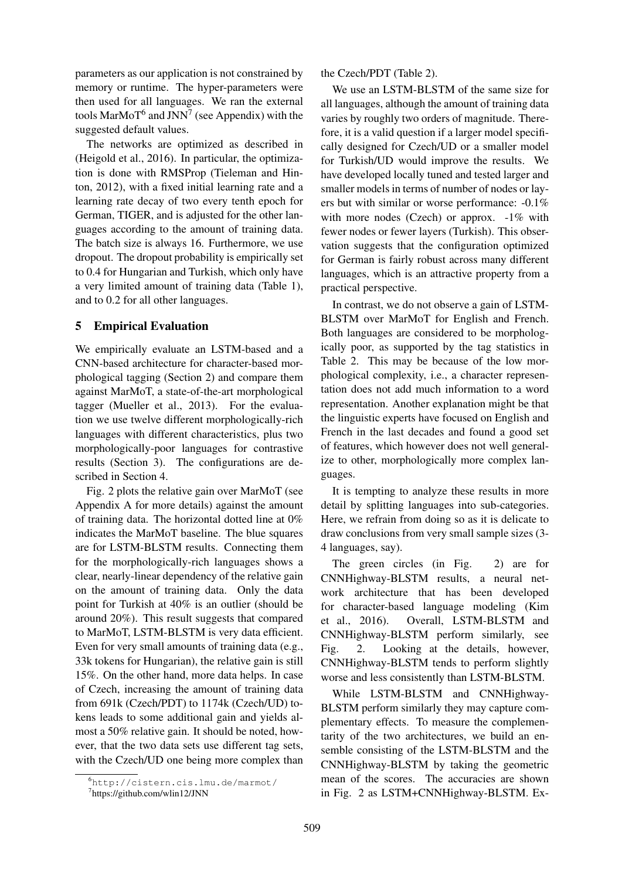parameters as our application is not constrained by memory or runtime. The hyper-parameters were then used for all languages. We ran the external tools MarMoT[6] and JNN[7] (see Appendix) with the suggested default values.

The networks are optimized as described in (Heigold et al., 2016). In particular, the optimization is done with RMSProp (Tieleman and Hinton, 2012), with a fixed initial learning rate and a learning rate decay of two every tenth epoch for German, TIGER, and is adjusted for the other languages according to the amount of training data. The batch size is always 16. Furthermore, we use dropout. The dropout probability is empirically set to 0.4 for Hungarian and Turkish, which only have a very limited amount of training data (Table 1), and to 0.2 for all other languages.

## 5 Empirical Evaluation

We empirically evaluate an LSTM-based and a CNN-based architecture for character-based morphological tagging (Section 2) and compare them against MarMoT, a state-of-the-art morphological tagger (Mueller et al., 2013). For the evaluation we use twelve different morphologically-rich languages with different characteristics, plus two morphologically-poor languages for contrastive results (Section 3). The configurations are described in Section 4.

Fig. 2 plots the relative gain over MarMoT (see Appendix A for more details) against the amount of training data. The horizontal dotted line at 0% indicates the MarMoT baseline. The blue squares are for LSTM-BLSTM results. Connecting them for the morphologically-rich languages shows a clear, nearly-linear dependency of the relative gain on the amount of training data. Only the data point for Turkish at 40% is an outlier (should be around 20%). This result suggests that compared to MarMoT, LSTM-BLSTM is very data efficient. Even for very small amounts of training data (e.g., 33k tokens for Hungarian), the relative gain is still 15%. On the other hand, more data helps. In case of Czech, increasing the amount of training data from 691k (Czech/PDT) to 1174k (Czech/UD) tokens leads to some additional gain and yields almost a 50% relative gain. It should be noted, however, that the two data sets use different tag sets, with the Czech/UD one being more complex than the Czech/PDT (Table 2).

We use an LSTM-BLSTM of the same size for all languages, although the amount of training data varies by roughly two orders of magnitude. Therefore, it is a valid question if a larger model specifically designed for Czech/UD or a smaller model for Turkish/UD would improve the results. We have developed locally tuned and tested larger and smaller models in terms of number of nodes or layers but with similar or worse performance: -0.1% with more nodes (Czech) or approx. -1% with fewer nodes or fewer layers (Turkish). This observation suggests that the configuration optimized for German is fairly robust across many different languages, which is an attractive property from a practical perspective.

In contrast, we do not observe a gain of LSTM-BLSTM over MarMoT for English and French. Both languages are considered to be morphologically poor, as supported by the tag statistics in Table 2. This may be because of the low morphological complexity, i.e., a character representation does not add much information to a word representation. Another explanation might be that the linguistic experts have focused on English and French in the last decades and found a good set of features, which however does not well generalize to other, morphologically more complex languages.

It is tempting to analyze these results in more detail by splitting languages into sub-categories. Here, we refrain from doing so as it is delicate to draw conclusions from very small sample sizes (3-4 languages, say).

The green circles (in Fig. 2) are for CNNHighway-BLSTM results, a neural network architecture that has been developed for character-based language modeling (Kim et al., 2016). Overall, LSTM-BLSTM and CNNHighway-BLSTM perform similarly, see Fig. 2. Looking at the details, however, CNNHighway-BLSTM tends to perform slightly worse and less consistently than LSTM-BLSTM.

While LSTM-BLSTM and CNNHighway-BLSTM perform similarly they may capture complementary effects. To measure the complementarity of the two architectures, we build an ensemble consisting of the LSTM-BLSTM and the CNNHighway-BLSTM by taking the geometric mean of the scores. The accuracies are shown in Fig. 2 as LSTM+CNNHighway-BLSTM. Ex-

[6] http://cistern.cis.lmu.de/marmot/

[7] https://github.com/wlin12/JNN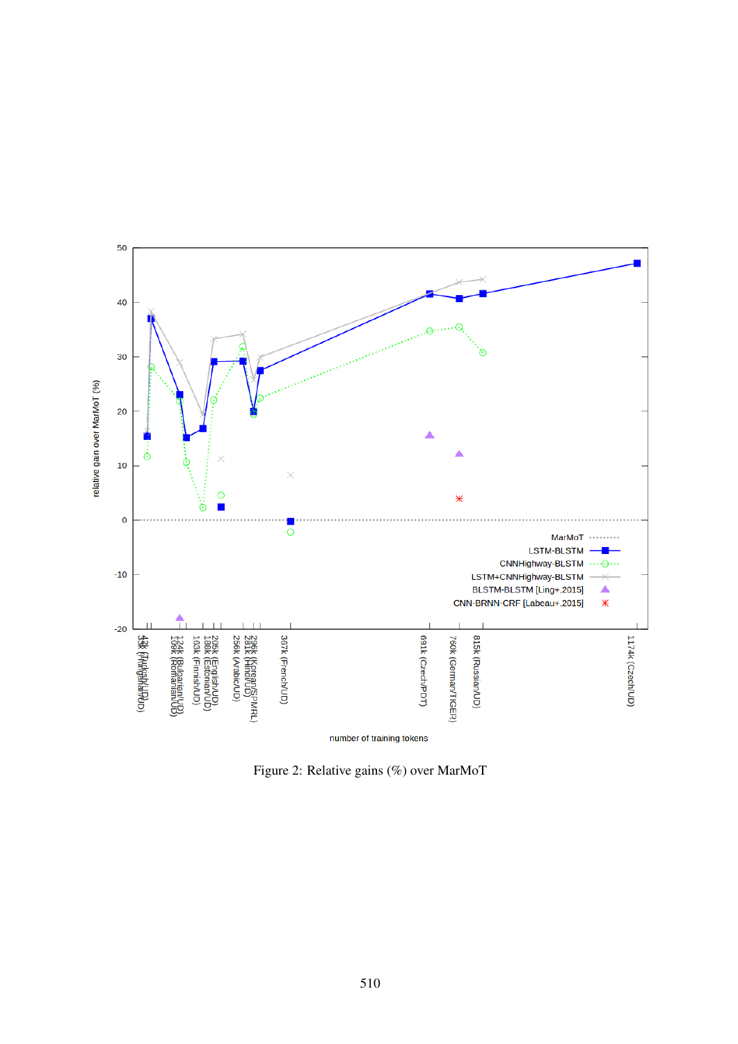Figure 2: Relative gains (%) over MarMoT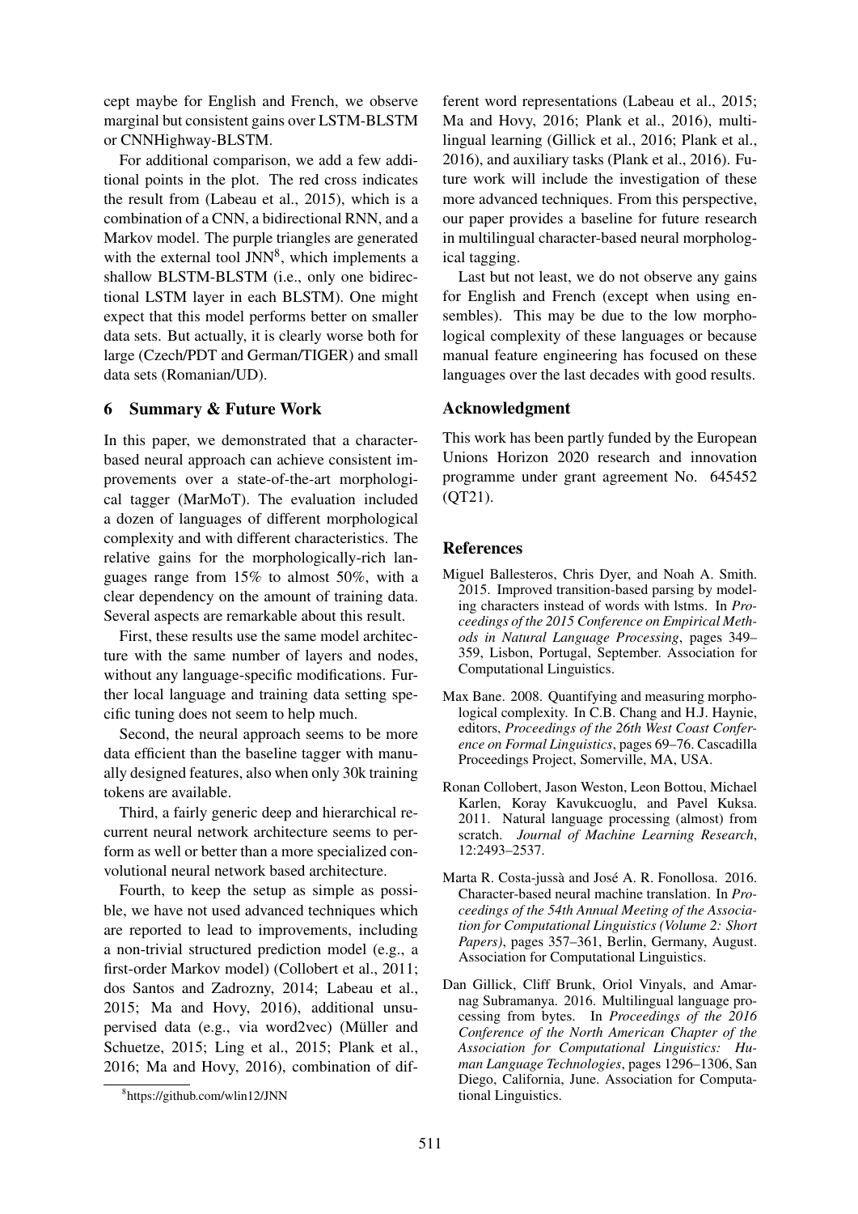cept maybe for English and French, we observe marginal but consistent gains over LSTM-BLSTM or CNNHighway-BLSTM.

For additional comparison, we add a few additional points in the plot. The red cross indicates the result from (Labeau et al., 2015), which is a combination of a CNN, a bidirectional RNN, and a Markov model. The purple triangles are generated with the external tool JNN[8], which implements a shallow BLSTM-BLSTM (i.e., only one bidirectional LSTM layer in each BLSTM). One might expect that this model performs better on smaller data sets. But actually, it is clearly worse both for large (Czech/PDT and German/TIGER) and small data sets (Romanian/UD).

## 6 Summary & Future Work

In this paper, we demonstrated that a character-based neural approach can achieve consistent improvements over a state-of-the-art morphological tagger (MarMoT). The evaluation included a dozen of languages of different morphological complexity and with different characteristics. The relative gains for the morphologically-rich languages range from 15% to almost 50%, with a clear dependency on the amount of training data. Several aspects are remarkable about this result.

First, these results use the same model architecture with the same number of layers and nodes, without any language-specific modifications. Further local language and training data setting specific tuning does not seem to help much.

Second, the neural approach seems to be more data efficient than the baseline tagger with manually designed features, also when only 30k training tokens are available.

Third, a fairly generic deep and hierarchical recurrent neural network architecture seems to perform as well or better than a more specialized convolutional neural network based architecture.

Fourth, to keep the setup as simple as possible, we have not used advanced techniques which are reported to lead to improvements, including a non-trivial structured prediction model (e.g., a first-order Markov model) (Collobert et al., 2011; dos Santos and Zadrozny, 2014; Labeau et al., 2015; Ma and Hovy, 2016), additional unsupervised data (e.g., via word2vec) (Müller and Schuetze, 2015; Ling et al., 2015; Plank et al., 2016; Ma and Hovy, 2016), combination of different word representations (Labeau et al., 2015; Ma and Hovy, 2016; Plank et al., 2016), multilingual learning (Gillick et al., 2016; Plank et al., 2016), and auxiliary tasks (Plank et al., 2016). Future work will include the investigation of these more advanced techniques. From this perspective, our paper provides a baseline for future research in multilingual character-based neural morphological tagging.

Last but not least, we do not observe any gains for English and French (except when using ensembles). This may be due to the low morphological complexity of these languages or because manual feature engineering has focused on these languages over the last decades with good results.

[8] https://github.com/wlin12/JNN

## Acknowledgment

This work has been partly funded by the European Unions Horizon 2020 research and innovation programme under grant agreement No. 645452 (QT21).

## References

Miguel Ballesteros, Chris Dyer, and Noah A. Smith. 2015. Improved transition-based parsing by modeling characters instead of words with lstms. In *Proceedings of the 2015 Conference on Empirical Methods in Natural Language Processing*, pages 349–359, Lisbon, Portugal, September. Association for Computational Linguistics.

Max Bane. 2008. Quantifying and measuring morphological complexity. In C.B. Chang and H.J. Haynie, editors, *Proceedings of the 26th West Coast Conference on Formal Linguistics*, pages 69–76. Cascadilla Proceedings Project, Somerville, MA, USA.

Ronan Collobert, Jason Weston, Leon Bottou, Michael Karlen, Koray Kavukcuoglu, and Pavel Kuksa. 2011. Natural language processing (almost) from scratch. *Journal of Machine Learning Research*, 12:2493–2537.

Marta R. Costa-jussà and José A. R. Fonollosa. 2016. Character-based neural machine translation. In *Proceedings of the 54th Annual Meeting of the Association for Computational Linguistics (Volume 2: Short Papers)*, pages 357–361, Berlin, Germany, August. Association for Computational Linguistics.

Dan Gillick, Cliff Brunk, Oriol Vinyals, and Amarnag Subramanya. 2016. Multilingual language processing from bytes. In *Proceedings of the 2016 Conference of the North American Chapter of the Association for Computational Linguistics: Human Language Technologies*, pages 1296–1306, San Diego, California, June. Association for Computational Linguistics.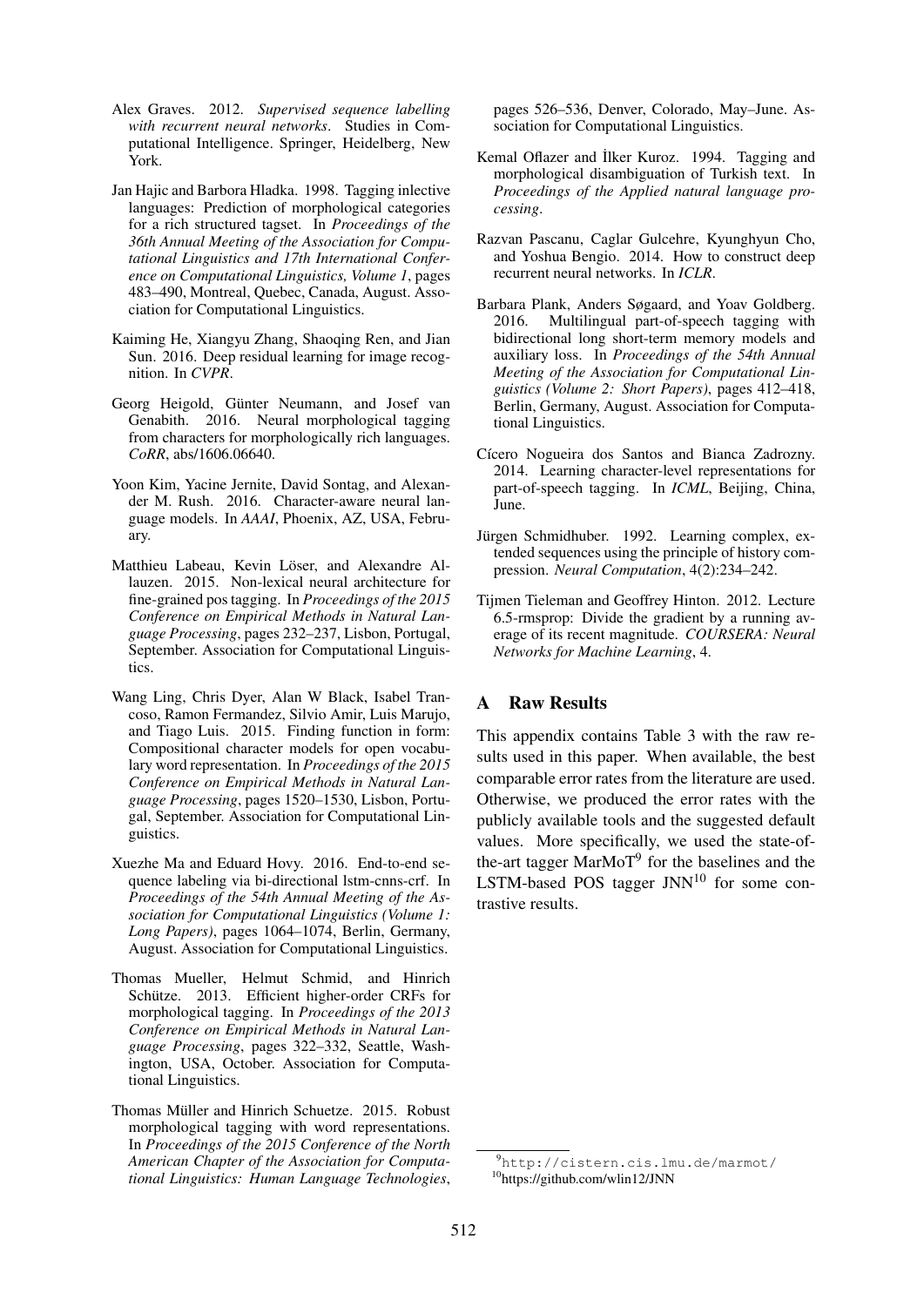Alex Graves. 2012. *Supervised sequence labelling with recurrent neural networks*. Studies in Computational Intelligence. Springer, Heidelberg, New York.

Jan Hajic and Barbora Hladka. 1998. Tagging inlective languages: Prediction of morphological categories for a rich structured tagset. In *Proceedings of the 36th Annual Meeting of the Association for Computational Linguistics and 17th International Conference on Computational Linguistics, Volume 1*, pages 483–490, Montreal, Quebec, Canada, August. Association for Computational Linguistics.

Kaiming He, Xiangyu Zhang, Shaoqing Ren, and Jian Sun. 2016. Deep residual learning for image recognition. In *CVPR*.

Georg Heigold, Günter Neumann, and Josef van Genabith. 2016. Neural morphological tagging from characters for morphologically rich languages. *CoRR*, abs/1606.06640.

Yoon Kim, Yacine Jernite, David Sontag, and Alexander M. Rush. 2016. Character-aware neural language models. In *AAAI*, Phoenix, AZ, USA, February.

Matthieu Labeau, Kevin Löser, and Alexandre Allauzen. 2015. Non-lexical neural architecture for fine-grained pos tagging. In *Proceedings of the 2015 Conference on Empirical Methods in Natural Language Processing*, pages 232–237, Lisbon, Portugal, September. Association for Computational Linguistics.

Wang Ling, Chris Dyer, Alan W Black, Isabel Trancoso, Ramon Fermandez, Silvio Amir, Luis Marujo, and Tiago Luis. 2015. Finding function in form: Compositional character models for open vocabulary word representation. In *Proceedings of the 2015 Conference on Empirical Methods in Natural Language Processing*, pages 1520–1530, Lisbon, Portugal, September. Association for Computational Linguistics.

Xuezhe Ma and Eduard Hovy. 2016. End-to-end sequence labeling via bi-directional lstm-cnns-crf. In *Proceedings of the 54th Annual Meeting of the Association for Computational Linguistics (Volume 1: Long Papers)*, pages 1064–1074, Berlin, Germany, August. Association for Computational Linguistics.

Thomas Mueller, Helmut Schmid, and Hinrich Schütze. 2013. Efficient higher-order CRFs for morphological tagging. In *Proceedings of the 2013 Conference on Empirical Methods in Natural Language Processing*, pages 322–332, Seattle, Washington, USA, October. Association for Computational Linguistics.

Thomas Müller and Hinrich Schuetze. 2015. Robust morphological tagging with word representations. In *Proceedings of the 2015 Conference of the North American Chapter of the Association for Computational Linguistics: Human Language Technologies*, pages 526–536, Denver, Colorado, May–June. Association for Computational Linguistics.

Kemal Oflazer and İlker Kuroz. 1994. Tagging and morphological disambiguation of Turkish text. In *Proceedings of the Applied natural language processing*.

Razvan Pascanu, Caglar Gulcehre, Kyunghyun Cho, and Yoshua Bengio. 2014. How to construct deep recurrent neural networks. In *ICLR*.

Barbara Plank, Anders Søgaard, and Yoav Goldberg. 2016. Multilingual part-of-speech tagging with bidirectional long short-term memory models and auxiliary loss. In *Proceedings of the 54th Annual Meeting of the Association for Computational Linguistics (Volume 2: Short Papers)*, pages 412–418, Berlin, Germany, August. Association for Computational Linguistics.

Cícero Nogueira dos Santos and Bianca Zadrozny. 2014. Learning character-level representations for part-of-speech tagging. In *ICML*, Beijing, China, June.

Jürgen Schmidhuber. 1992. Learning complex, extended sequences using the principle of history compression. *Neural Computation*, 4(2):234–242.

Tijmen Tieleman and Geoffrey Hinton. 2012. Lecture 6.5-rmsprop: Divide the gradient by a running average of its recent magnitude. *COURSERA: Neural Networks for Machine Learning*, 4.

## A Raw Results

This appendix contains Table 3 with the raw results used in this paper. When available, the best comparable error rates from the literature are used. Otherwise, we produced the error rates with the publicly available tools and the suggested default values. More specifically, we used the state-of-the-art tagger MarMoT[9] for the baselines and the LSTM-based POS tagger JNN[10] for some contrastive results.

[9] http://cistern.cis.lmu.de/marmot/

[10] https://github.com/wlin12/JNN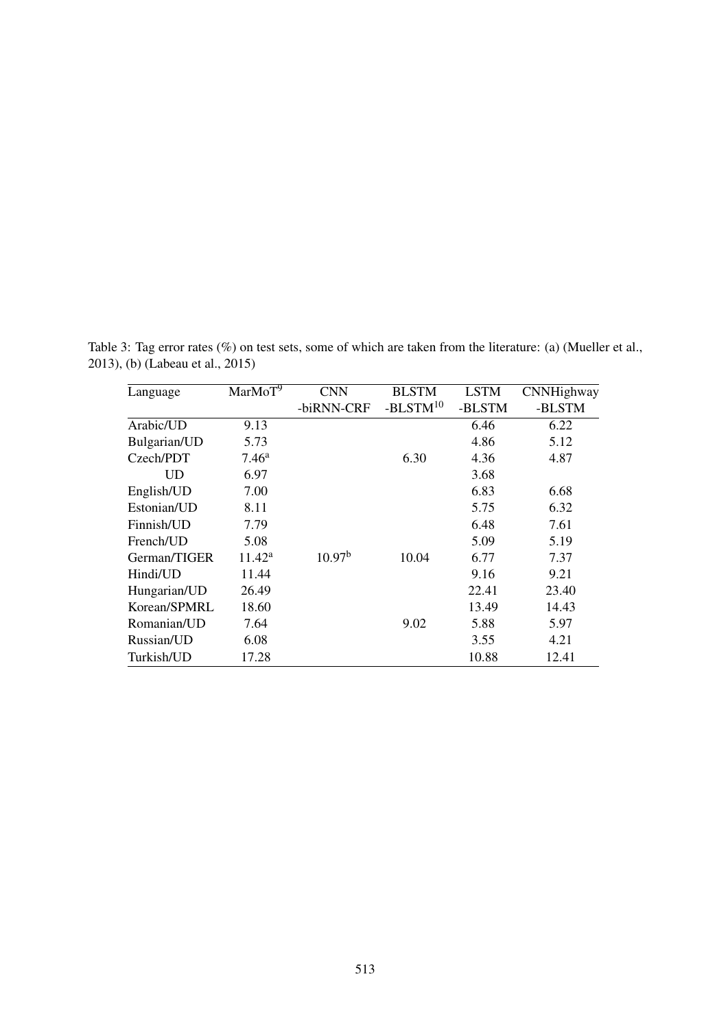Table 3: Tag error rates (%) on test sets, some of which are taken from the literature: (a) (Mueller et al., 2013), (b) (Labeau et al., 2015)

| Language | MarMoT[9] | CNN -biRNN-CRF | BLSTM -BLSTM[10] | LSTM -BLSTM | CNNHighway -BLSTM |
|---|---|---|---|---|---|
| Arabic/UD | 9.13 | | | 6.46 | 6.22 |
| Bulgarian/UD | 5.73 | | | 4.86 | 5.12 |
| Czech/PDT | 7.46[a] | | 6.30 | 4.36 | 4.87 |
| UD | 6.97 | | | 3.68 | |
| English/UD | 7.00 | | | 6.83 | 6.68 |
| Estonian/UD | 8.11 | | | 5.75 | 6.32 |
| Finnish/UD | 7.79 | | | 6.48 | 7.61 |
| French/UD | 5.08 | | | 5.09 | 5.19 |
| German/TIGER | 11.42[a] | 10.97[b] | 10.04 | 6.77 | 7.37 |
| Hindi/UD | 11.44 | | | 9.16 | 9.21 |
| Hungarian/UD | 26.49 | | | 22.41 | 23.40 |
| Korean/SPMRL | 18.60 | | | 13.49 | 14.43 |
| Romanian/UD | 7.64 | | 9.02 | 5.88 | 5.97 |
| Russian/UD | 6.08 | | | 3.55 | 4.21 |
| Turkish/UD | 17.28 | | | 10.88 | 12.41 |